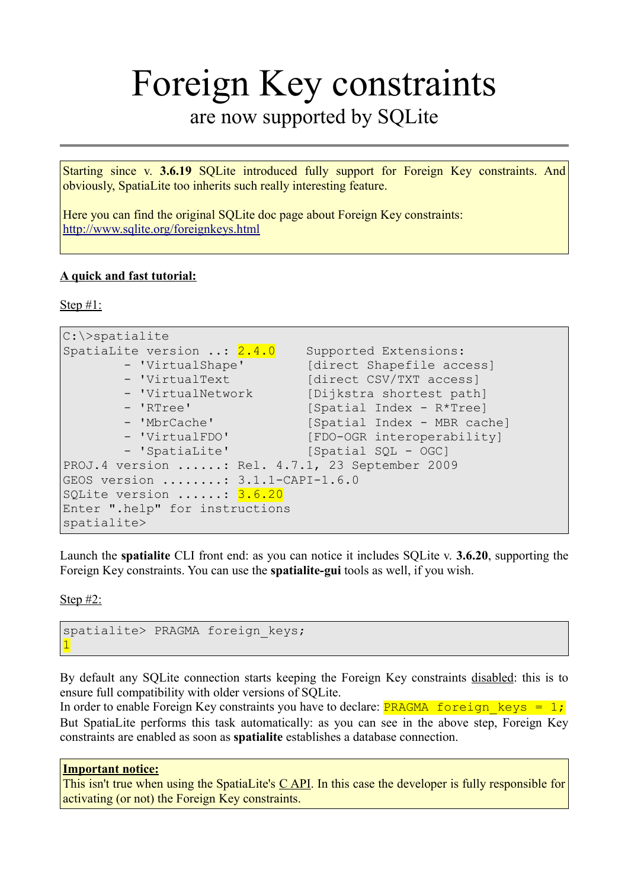# Foreign Key constraints

are now supported by SQLite

---

Starting since v. **3.6.19** SQLite introduced fully support for Foreign Key constraints. And obviously, SpatiaLite too inherits such really interesting feature.

Here you can find the original SQLite doc page about Foreign Key constraints:
[http://www.sqlite.org/foreignkeys.html](http://www.sqlite.org/foreignkeys.html)

**A quick and fast tutorial:**

Step #1:

```
C:\>spatialite
SpatiaLite version ..: 2.4.0    Supported Extensions:
        - 'VirtualShape'        [direct Shapefile access]
        - 'VirtualText          [direct CSV/TXT access]
        - 'VirtualNetwork       [Dijkstra shortest path]
        - 'RTree'               [Spatial Index - R*Tree]
        - 'MbrCache'            [Spatial Index - MBR cache]
        - 'VirtualFDO'          [FDO-OGR interoperability]
        - 'SpatiaLite'          [Spatial SQL - OGC]
PROJ.4 version ......: Rel. 4.7.1, 23 September 2009
GEOS version ........: 3.1.1-CAPI-1.6.0
SQLite version ......: 3.6.20
Enter ".help" for instructions
spatialite>
```

Launch the **spatialite** CLI front end: as you can notice it includes SQLite v. **3.6.20**, supporting the Foreign Key constraints. You can use the **spatialite-gui** tools as well, if you wish.

Step #2:

```
spatialite> PRAGMA foreign_keys;
1
```

By default any SQLite connection starts keeping the Foreign Key constraints disabled: this is to ensure full compatibility with older versions of SQLite.
In order to enable Foreign Key constraints you have to declare: `PRAGMA foreign_keys = 1;`
But SpatiaLite performs this task automatically: as you can see in the above step, Foreign Key constraints are enabled as soon as **spatialite** establishes a database connection.

**Important notice:**
This isn't true when using the SpatiaLite's C API. In this case the developer is fully responsible for activating (or not) the Foreign Key constraints.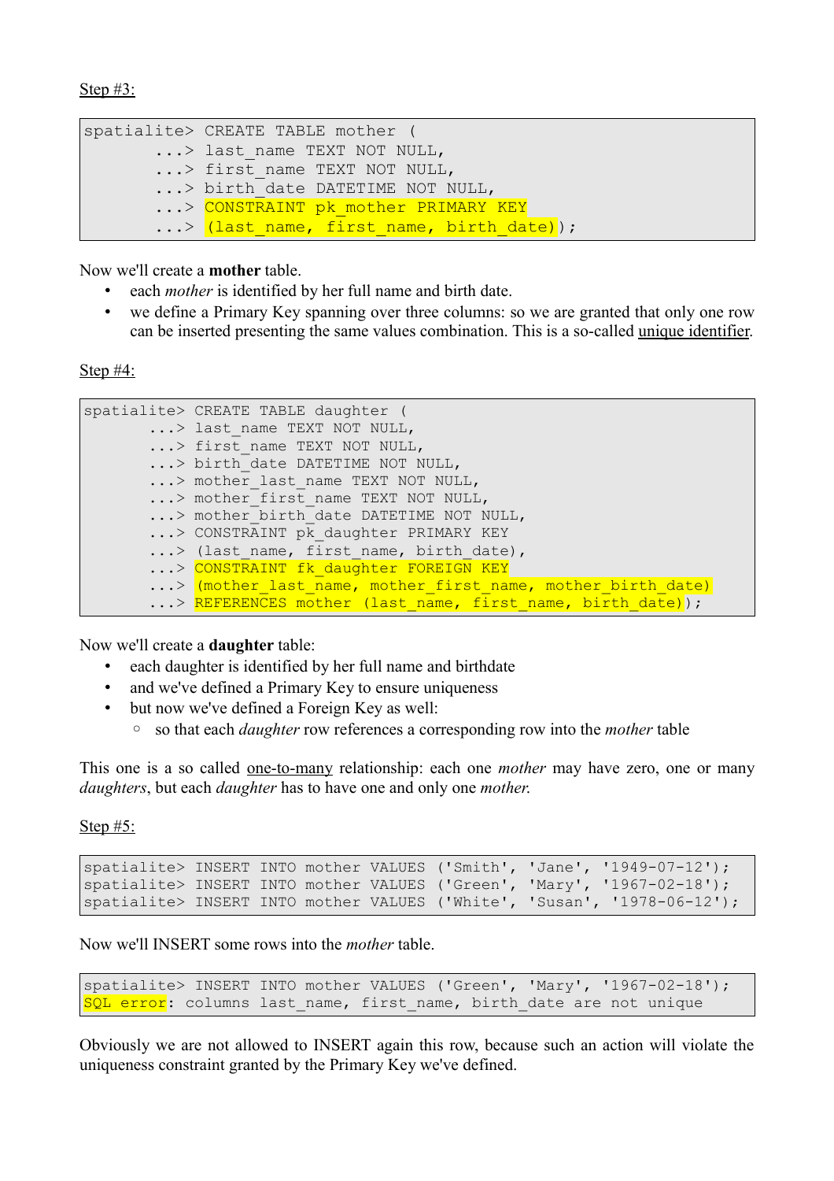Step #3:

```
spatialite> CREATE TABLE mother (
       ...> last_name TEXT NOT NULL,
       ...> first_name TEXT NOT NULL,
       ...> birth_date DATETIME NOT NULL,
       ...> CONSTRAINT pk_mother PRIMARY KEY
       ...> (last_name, first_name, birth_date));
```

Now we'll create a **mother** table.

- each *mother* is identified by her full name and birth date.
- we define a Primary Key spanning over three columns: so we are granted that only one row can be inserted presenting the same values combination. This is a so-called unique identifier.

Step #4:

```
spatialite> CREATE TABLE daughter (
       ...> last_name TEXT NOT NULL,
       ...> first_name TEXT NOT NULL,
       ...> birth_date DATETIME NOT NULL,
       ...> mother_last_name TEXT NOT NULL,
       ...> mother_first_name TEXT NOT NULL,
       ...> mother_birth_date DATETIME NOT NULL,
       ...> CONSTRAINT pk_daughter PRIMARY KEY
       ...> (last_name, first_name, birth_date),
       ...> CONSTRAINT fk_daughter FOREIGN KEY
       ...> (mother_last_name, mother_first_name, mother_birth_date)
       ...> REFERENCES mother (last_name, first_name, birth_date));
```

Now we'll create a **daughter** table:

- each daughter is identified by her full name and birthdate
- and we've defined a Primary Key to ensure uniqueness
- but now we've defined a Foreign Key as well:
  - so that each *daughter* row references a corresponding row into the *mother* table

This one is a so called one-to-many relationship: each one *mother* may have zero, one or many *daughters*, but each *daughter* has to have one and only one *mother.*

Step #5:

```
spatialite> INSERT INTO mother VALUES ('Smith', 'Jane', '1949-07-12');
spatialite> INSERT INTO mother VALUES ('Green', 'Mary', '1967-02-18');
spatialite> INSERT INTO mother VALUES ('White', 'Susan', '1978-06-12');
```

Now we'll INSERT some rows into the *mother* table.

```
spatialite> INSERT INTO mother VALUES ('Green', 'Mary', '1967-02-18');
SQL error: columns last_name, first_name, birth_date are not unique
```

Obviously we are not allowed to INSERT again this row, because such an action will violate the uniqueness constraint granted by the Primary Key we've defined.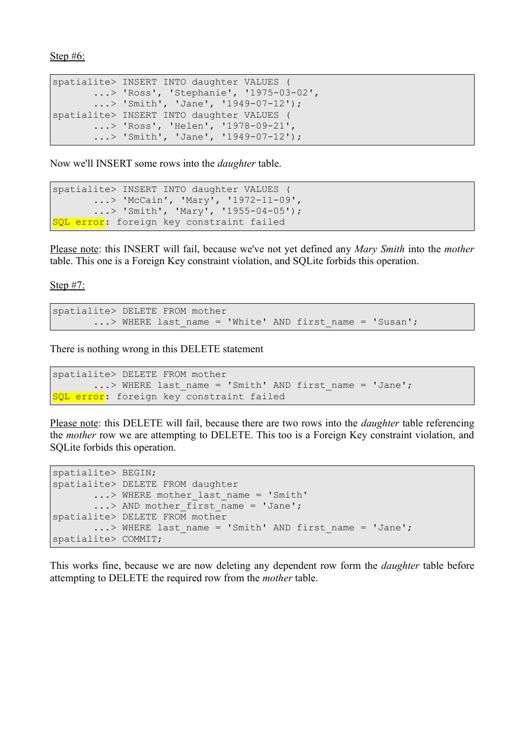Step #6:

```
spatialite> INSERT INTO daughter VALUES (
       ...> 'Ross', 'Stephanie', '1975-03-02',
       ...> 'Smith', 'Jane', '1949-07-12');
spatialite> INSERT INTO daughter VALUES (
       ...> 'Ross', 'Helen', '1978-09-21',
       ...> 'Smith', 'Jane', '1949-07-12');
```

Now we'll INSERT some rows into the *daughter* table.

```
spatialite> INSERT INTO daughter VALUES (
       ...> 'McCain', 'Mary', '1972-11-09',
       ...> 'Smith', 'Mary', '1955-04-05');
SQL error: foreign key constraint failed
```

Please note: this INSERT will fail, because we've not yet defined any *Mary Smith* into the *mother* table. This one is a Foreign Key constraint violation, and SQLite forbids this operation.

Step #7:

```
spatialite> DELETE FROM mother
       ...> WHERE last_name = 'White' AND first_name = 'Susan';
```

There is nothing wrong in this DELETE statement

```
spatialite> DELETE FROM mother
       ...> WHERE last_name = 'Smith' AND first_name = 'Jane';
SQL error: foreign key constraint failed
```

Please note: this DELETE will fail, because there are two rows into the *daughter* table referencing the *mother* row we are attempting to DELETE. This too is a Foreign Key constraint violation, and SQLite forbids this operation.

```
spatialite> BEGIN;
spatialite> DELETE FROM daughter
       ...> WHERE mother_last_name = 'Smith'
       ...> AND mother_first_name = 'Jane';
spatialite> DELETE FROM mother
       ...> WHERE last_name = 'Smith' AND first_name = 'Jane';
spatialite> COMMIT;
```

This works fine, because we are now deleting any dependent row form the *daughter* table before attempting to DELETE the required row from the *mother* table.